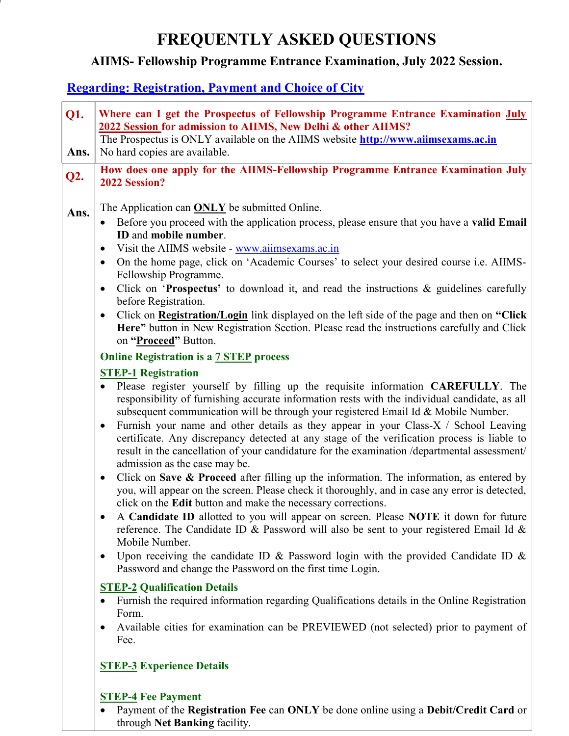# FREQUENTLY ASKED QUESTIONS

## AIIMS- Fellowship Programme Entrance Examination, July 2022 Session.

### Regarding: Registration, Payment and Choice of City

**Q1. Where can I get the Prospectus of Fellowship Programme Entrance Examination July 2022 Session for admission to AIIMS, New Delhi & other AIIMS?**

**Ans.** The Prospectus is ONLY available on the AIIMS website **http://www.aiimsexams.ac.in**
No hard copies are available.

**Q2. How does one apply for the AIIMS-Fellowship Programme Entrance Examination July 2022 Session?**

**Ans.** The Application can **ONLY** be submitted Online.

- Before you proceed with the application process, please ensure that you have a **valid Email ID** and **mobile number**.
- Visit the AIIMS website - www.aiimsexams.ac.in
- On the home page, click on 'Academic Courses' to select your desired course i.e. AIIMS-Fellowship Programme.
- Click on '**Prospectus**' to download it, and read the instructions & guidelines carefully before Registration.
- Click on **Registration/Login** link displayed on the left side of the page and then on **"Click Here"** button in New Registration Section. Please read the instructions carefully and Click on **"Proceed"** Button.

**Online Registration is a 7 STEP process**

**STEP-1 Registration**

- Please register yourself by filling up the requisite information **CAREFULLY**. The responsibility of furnishing accurate information rests with the individual candidate, as all subsequent communication will be through your registered Email Id & Mobile Number.
- Furnish your name and other details as they appear in your Class-X / School Leaving certificate. Any discrepancy detected at any stage of the verification process is liable to result in the cancellation of your candidature for the examination /departmental assessment/ admission as the case may be.
- Click on **Save & Proceed** after filling up the information. The information, as entered by you, will appear on the screen. Please check it thoroughly, and in case any error is detected, click on the **Edit** button and make the necessary corrections.
- A **Candidate ID** allotted to you will appear on screen. Please **NOTE** it down for future reference. The Candidate ID & Password will also be sent to your registered Email Id & Mobile Number.
- Upon receiving the candidate ID & Password login with the provided Candidate ID & Password and change the Password on the first time Login.

**STEP-2 Qualification Details**

- Furnish the required information regarding Qualifications details in the Online Registration Form.
- Available cities for examination can be PREVIEWED (not selected) prior to payment of Fee.

**STEP-3 Experience Details**

**STEP-4 Fee Payment**

- Payment of the **Registration Fee** can **ONLY** be done online using a **Debit/Credit Card** or through **Net Banking** facility.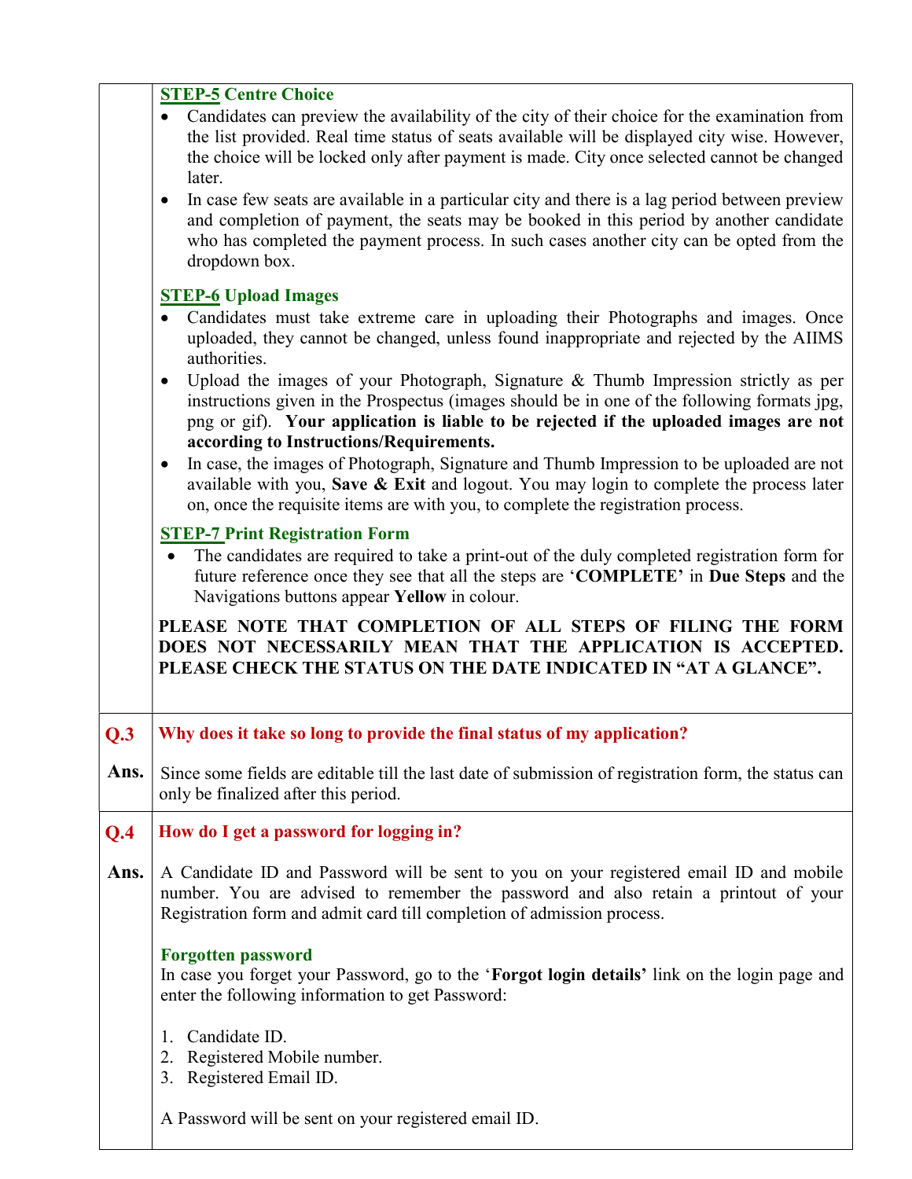### STEP-5 Centre Choice

- Candidates can preview the availability of the city of their choice for the examination from the list provided. Real time status of seats available will be displayed city wise. However, the choice will be locked only after payment is made. City once selected cannot be changed later.
- In case few seats are available in a particular city and there is a lag period between preview and completion of payment, the seats may be booked in this period by another candidate who has completed the payment process. In such cases another city can be opted from the dropdown box.

### STEP-6 Upload Images

- Candidates must take extreme care in uploading their Photographs and images. Once uploaded, they cannot be changed, unless found inappropriate and rejected by the AIIMS authorities.
- Upload the images of your Photograph, Signature & Thumb Impression strictly as per instructions given in the Prospectus (images should be in one of the following formats jpg, png or gif). **Your application is liable to be rejected if the uploaded images are not according to Instructions/Requirements.**
- In case, the images of Photograph, Signature and Thumb Impression to be uploaded are not available with you, **Save & Exit** and logout. You may login to complete the process later on, once the requisite items are with you, to complete the registration process.

### STEP-7 Print Registration Form

- The candidates are required to take a print-out of the duly completed registration form for future reference once they see that all the steps are '**COMPLETE**' in **Due Steps** and the Navigations buttons appear **Yellow** in colour.

**PLEASE NOTE THAT COMPLETION OF ALL STEPS OF FILING THE FORM DOES NOT NECESSARILY MEAN THAT THE APPLICATION IS ACCEPTED. PLEASE CHECK THE STATUS ON THE DATE INDICATED IN "AT A GLANCE".**

---

**Q.3 Why does it take so long to provide the final status of my application?**

**Ans.** Since some fields are editable till the last date of submission of registration form, the status can only be finalized after this period.

---

**Q.4 How do I get a password for logging in?**

**Ans.** A Candidate ID and Password will be sent to you on your registered email ID and mobile number. You are advised to remember the password and also retain a printout of your Registration form and admit card till completion of admission process.

**Forgotten password**

In case you forget your Password, go to the '**Forgot login details'** link on the login page and enter the following information to get Password:

1. Candidate ID.
2. Registered Mobile number.
3. Registered Email ID.

A Password will be sent on your registered email ID.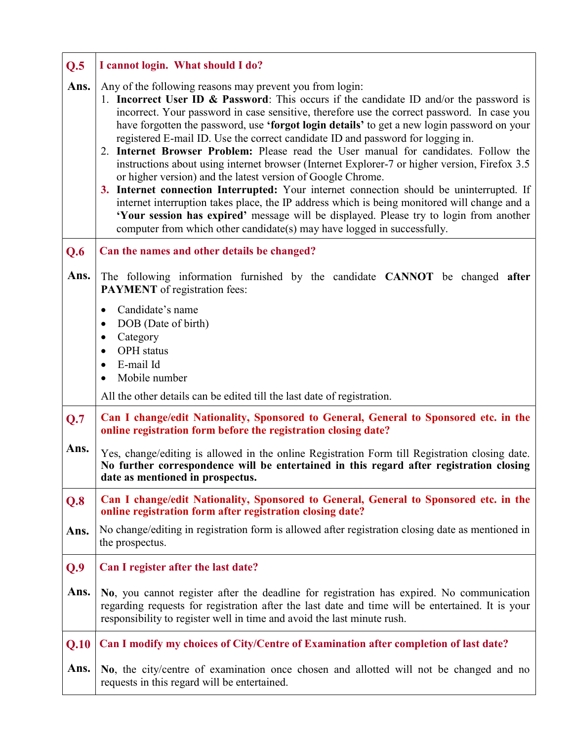**Q.5 I cannot login. What should I do?**

**Ans.** Any of the following reasons may prevent you from login:

1. **Incorrect User ID & Password**: This occurs if the candidate ID and/or the password is incorrect. Your password in case sensitive, therefore use the correct password. In case you have forgotten the password, use **'forgot login details'** to get a new login password on your registered E-mail ID. Use the correct candidate ID and password for logging in.
2. **Internet Browser Problem:** Please read the User manual for candidates. Follow the instructions about using internet browser (Internet Explorer-7 or higher version, Firefox 3.5 or higher version) and the latest version of Google Chrome.
3. **Internet connection Interrupted:** Your internet connection should be uninterrupted. If internet interruption takes place, the IP address which is being monitored will change and a **'Your session has expired'** message will be displayed. Please try to login from another computer from which other candidate(s) may have logged in successfully.

**Q.6 Can the names and other details be changed?**

**Ans.** The following information furnished by the candidate **CANNOT** be changed **after PAYMENT** of registration fees:

- Candidate's name
- DOB (Date of birth)
- Category
- OPH status
- E-mail Id
- Mobile number

All the other details can be edited till the last date of registration.

**Q.7 Can I change/edit Nationality, Sponsored to General, General to Sponsored etc. in the online registration form before the registration closing date?**

**Ans.** Yes, change/editing is allowed in the online Registration Form till Registration closing date. **No further correspondence will be entertained in this regard after registration closing date as mentioned in prospectus.**

**Q.8 Can I change/edit Nationality, Sponsored to General, General to Sponsored etc. in the online registration form after registration closing date?**

**Ans.** No change/editing in registration form is allowed after registration closing date as mentioned in the prospectus.

**Q.9 Can I register after the last date?**

**Ans.** **No**, you cannot register after the deadline for registration has expired. No communication regarding requests for registration after the last date and time will be entertained. It is your responsibility to register well in time and avoid the last minute rush.

**Q.10 Can I modify my choices of City/Centre of Examination after completion of last date?**

**Ans.** **No**, the city/centre of examination once chosen and allotted will not be changed and no requests in this regard will be entertained.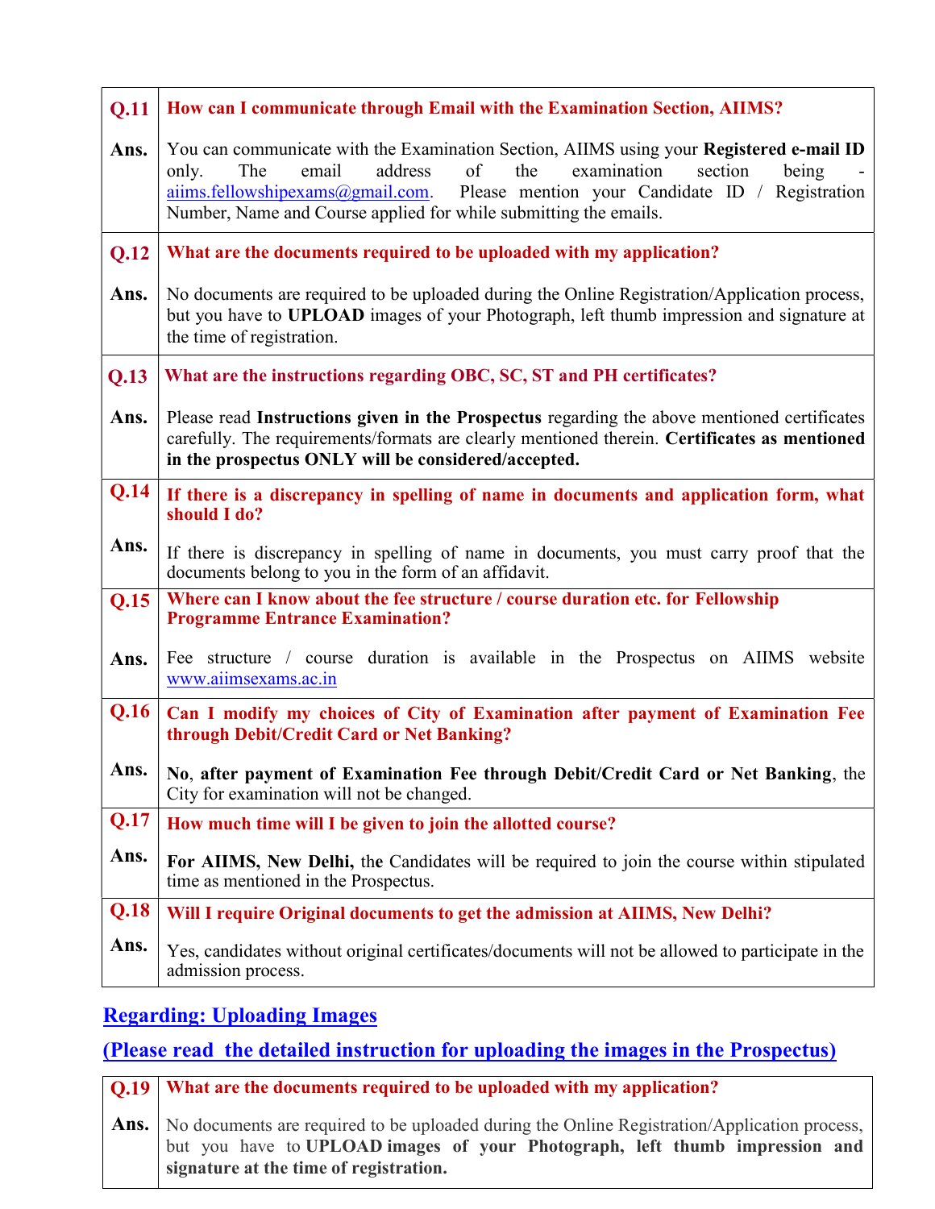| | |
|---|---|
| **Q.11** | **How can I communicate through Email with the Examination Section, AIIMS?** |
| **Ans.** | You can communicate with the Examination Section, AIIMS using your **Registered e-mail ID** only. The email address of the examination section being - aiims.fellowshipexams@gmail.com. Please mention your Candidate ID / Registration Number, Name and Course applied for while submitting the emails. |
| **Q.12** | **What are the documents required to be uploaded with my application?** |
| **Ans.** | No documents are required to be uploaded during the Online Registration/Application process, but you have to **UPLOAD** images of your Photograph, left thumb impression and signature at the time of registration. |
| **Q.13** | **What are the instructions regarding OBC, SC, ST and PH certificates?** |
| **Ans.** | Please read **Instructions given in the Prospectus** regarding the above mentioned certificates carefully. The requirements/formats are clearly mentioned therein. **Certificates as mentioned in the prospectus ONLY will be considered/accepted.** |
| **Q.14** | **If there is a discrepancy in spelling of name in documents and application form, what should I do?** |
| **Ans.** | If there is discrepancy in spelling of name in documents, you must carry proof that the documents belong to you in the form of an affidavit. |
| **Q.15** | **Where can I know about the fee structure / course duration etc. for Fellowship Programme Entrance Examination?** |
| **Ans.** | Fee structure / course duration is available in the Prospectus on AIIMS website www.aiimsexams.ac.in |
| **Q.16** | **Can I modify my choices of City of Examination after payment of Examination Fee through Debit/Credit Card or Net Banking?** |
| **Ans.** | **No**, **after payment of Examination Fee through Debit/Credit Card or Net Banking**, the City for examination will not be changed. |
| **Q.17** | **How much time will I be given to join the allotted course?** |
| **Ans.** | **For AIIMS, New Delhi,** the Candidates will be required to join the course within stipulated time as mentioned in the Prospectus. |
| **Q.18** | **Will I require Original documents to get the admission at AIIMS, New Delhi?** |
| **Ans.** | Yes, candidates without original certificates/documents will not be allowed to participate in the admission process. |

## Regarding: Uploading Images

## (Please read the detailed instruction for uploading the images in the Prospectus)

| | |
|---|---|
| **Q.19** | **What are the documents required to be uploaded with my application?** |
| **Ans.** | No documents are required to be uploaded during the Online Registration/Application process, but you have to **UPLOAD images of your Photograph, left thumb impression and signature at the time of registration.** |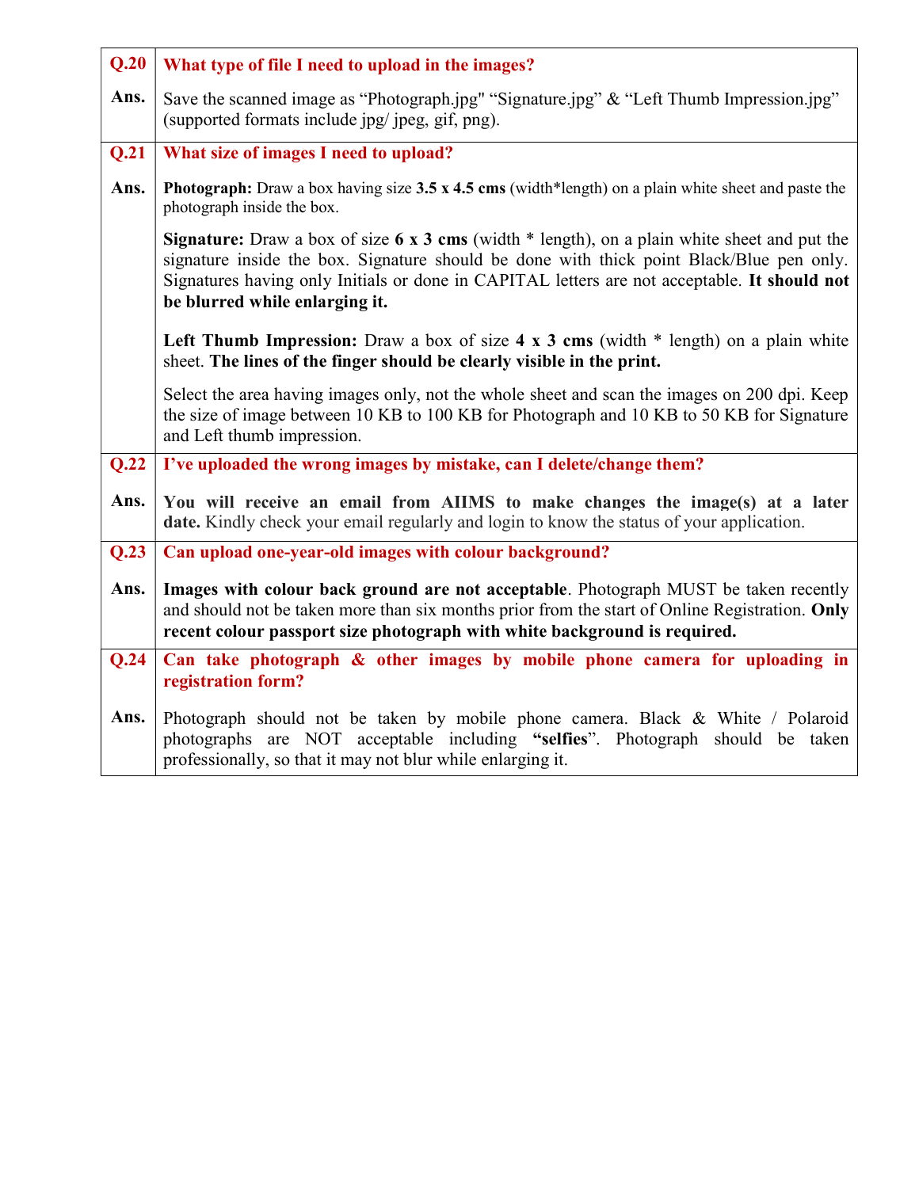| | |
|---|---|
| **Q.20** | **What type of file I need to upload in the images?** |
| **Ans.** | Save the scanned image as "Photograph.jpg" "Signature.jpg" & "Left Thumb Impression.jpg" (supported formats include jpg/ jpeg, gif, png). |
| **Q.21** | **What size of images I need to upload?** |
| **Ans.** | **Photograph:** Draw a box having size **3.5 x 4.5 cms** (width*length) on a plain white sheet and paste the photograph inside the box.<br><br>**Signature:** Draw a box of size **6 x 3 cms** (width * length), on a plain white sheet and put the signature inside the box. Signature should be done with thick point Black/Blue pen only. Signatures having only Initials or done in CAPITAL letters are not acceptable. **It should not be blurred while enlarging it.**<br><br>**Left Thumb Impression:** Draw a box of size **4 x 3 cms** (width * length) on a plain white sheet. **The lines of the finger should be clearly visible in the print.**<br><br>Select the area having images only, not the whole sheet and scan the images on 200 dpi. Keep the size of image between 10 KB to 100 KB for Photograph and 10 KB to 50 KB for Signature and Left thumb impression. |
| **Q.22** | **I've uploaded the wrong images by mistake, can I delete/change them?** |
| **Ans.** | **You will receive an email from AIIMS to make changes the image(s) at a later date.** Kindly check your email regularly and login to know the status of your application. |
| **Q.23** | **Can upload one-year-old images with colour background?** |
| **Ans.** | **Images with colour back ground are not acceptable**. Photograph MUST be taken recently and should not be taken more than six months prior from the start of Online Registration. **Only recent colour passport size photograph with white background is required.** |
| **Q.24** | **Can take photograph & other images by mobile phone camera for uploading in registration form?** |
| **Ans.** | Photograph should not be taken by mobile phone camera. Black & White / Polaroid photographs are NOT acceptable including **"selfies"**. Photograph should be taken professionally, so that it may not blur while enlarging it. |